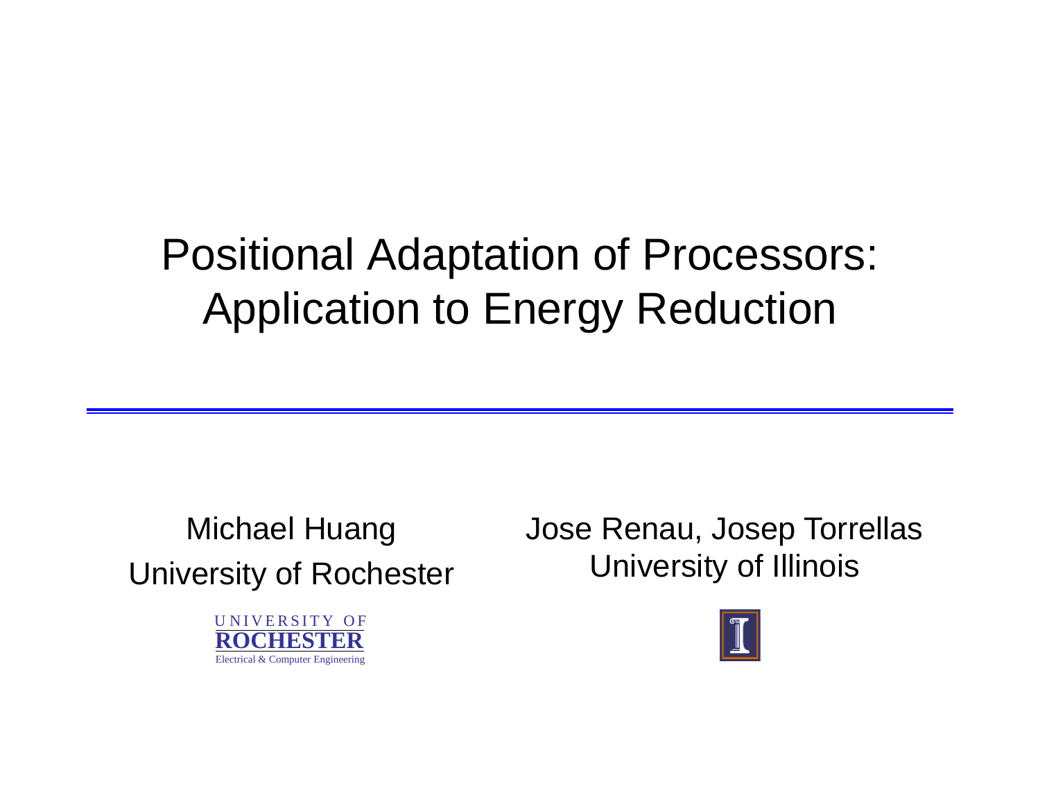# Positional Adaptation of Processors: Application to Energy Reduction

Michael Huang
University of Rochester

UNIVERSITY OF
ROCHESTER
Electrical & Computer Engineering

Jose Renau, Josep Torrellas
University of Illinois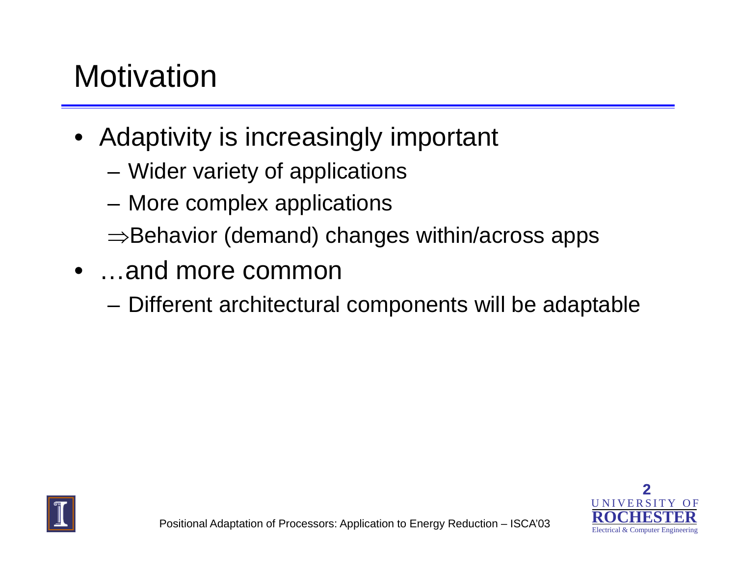# Motivation

- Adaptivity is increasingly important
  - Wider variety of applications
  - More complex applications

  $\Rightarrow$Behavior (demand) changes within/across apps
- …and more common
  - Different architectural components will be adaptable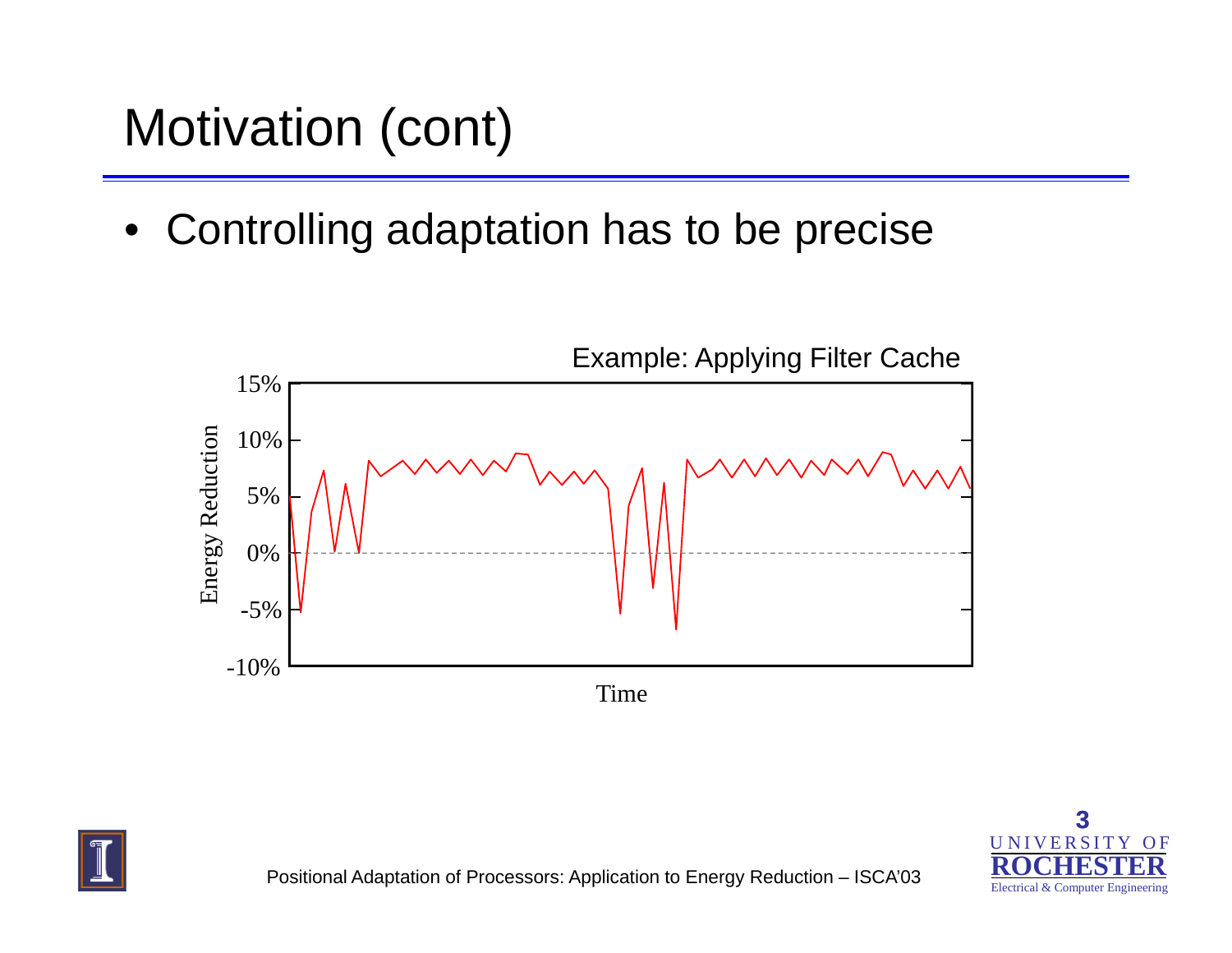# Motivation (cont)

- Controlling adaptation has to be precise

Example: Applying Filter Cache

Energy Reduction

15%
10%
5%
0%
-5%
-10%

Time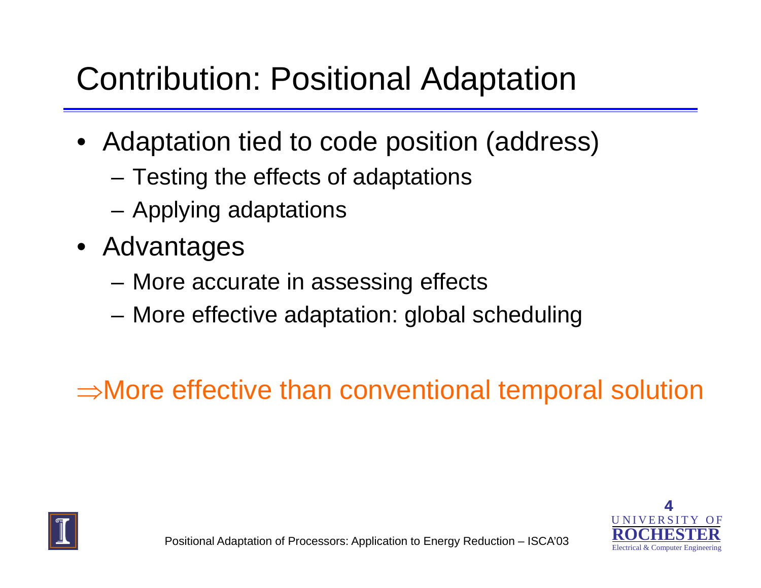# Contribution: Positional Adaptation

- Adaptation tied to code position (address)
  - Testing the effects of adaptations
  - Applying adaptations
- Advantages
  - More accurate in assessing effects
  - More effective adaptation: global scheduling

$\Rightarrow$More effective than conventional temporal solution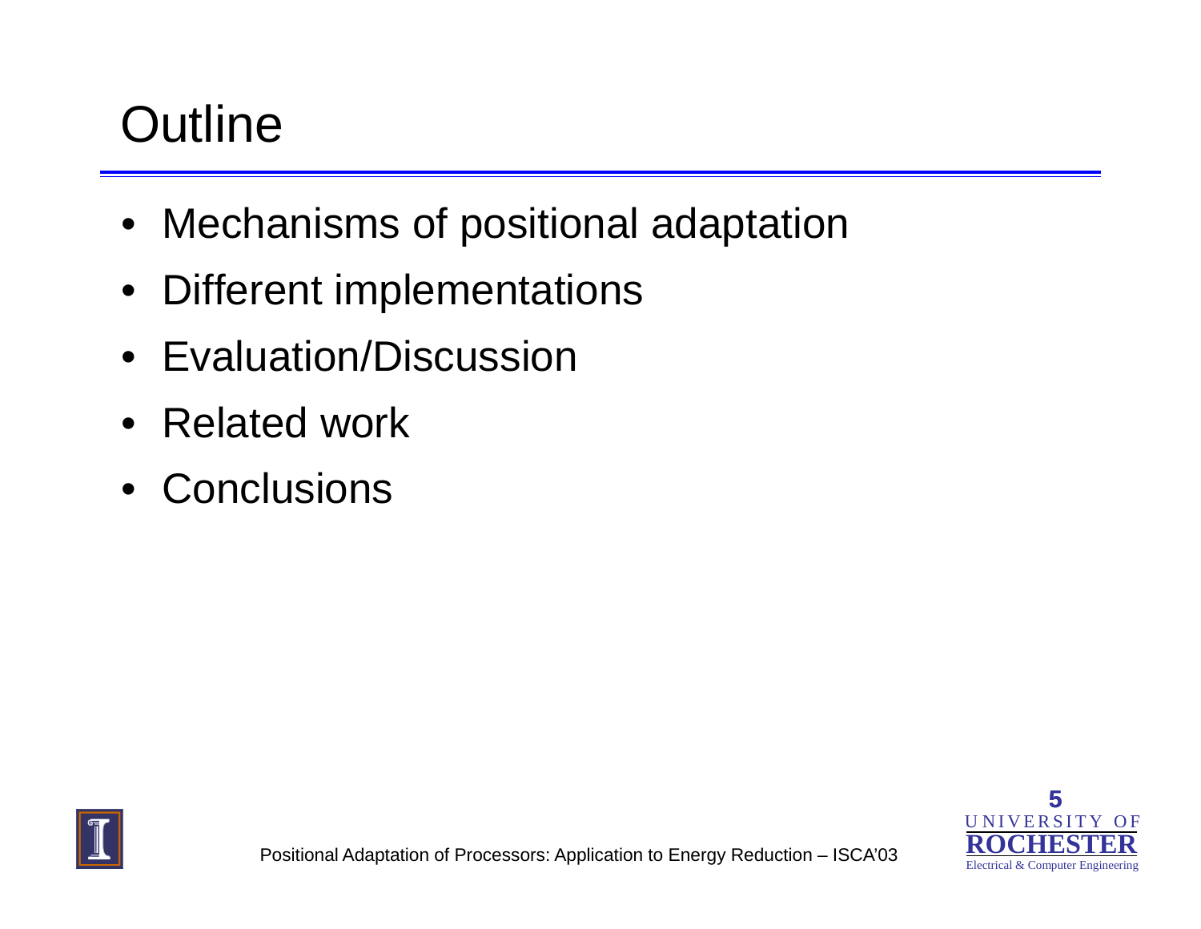# Outline

- Mechanisms of positional adaptation
- Different implementations
- Evaluation/Discussion
- Related work
- Conclusions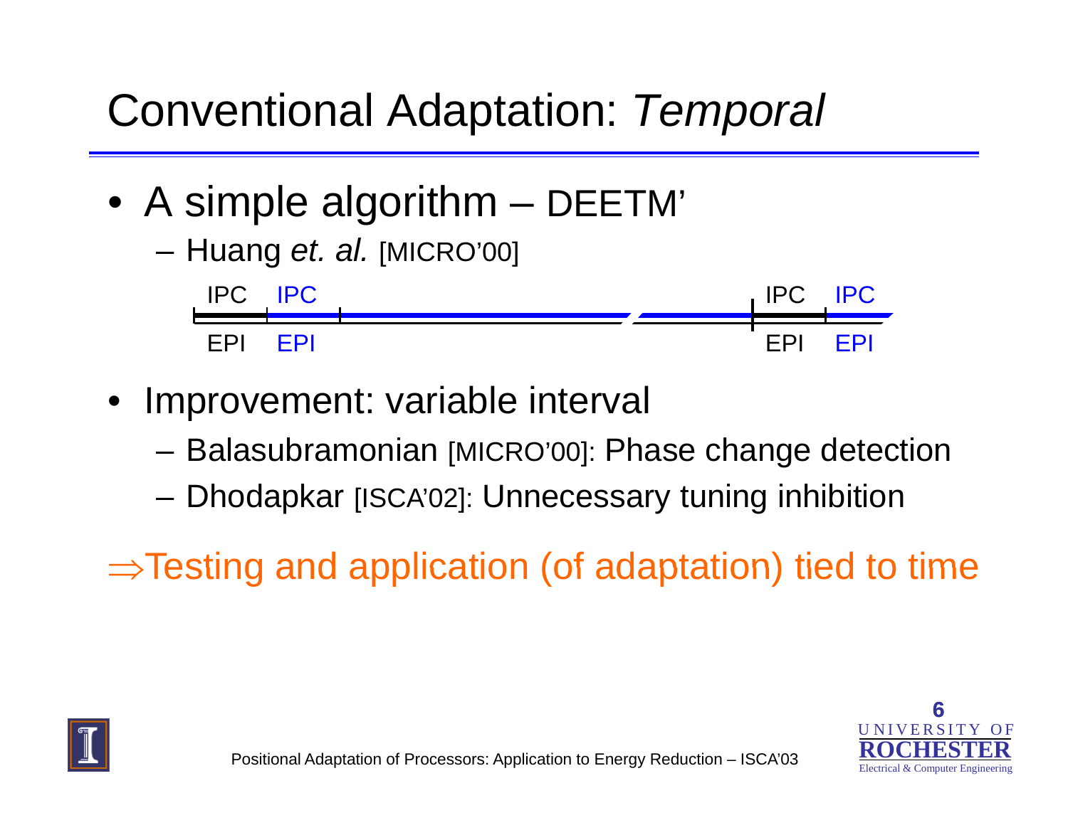# Conventional Adaptation: *Temporal*

- A simple algorithm – DEETM'
  - Huang *et. al.* [MICRO'00]

IPC IPC &nbsp;&nbsp;&nbsp;&nbsp;&nbsp;&nbsp;&nbsp;&nbsp;&nbsp;&nbsp;&nbsp;&nbsp;&nbsp;&nbsp;&nbsp;&nbsp;&nbsp;&nbsp;&nbsp;&nbsp; IPC IPC

EPI EPI &nbsp;&nbsp;&nbsp;&nbsp;&nbsp;&nbsp;&nbsp;&nbsp;&nbsp;&nbsp;&nbsp;&nbsp;&nbsp;&nbsp;&nbsp;&nbsp;&nbsp;&nbsp;&nbsp;&nbsp; EPI EPI

- Improvement: variable interval
  - Balasubramonian [MICRO'00]: Phase change detection
  - Dhodapkar [ISCA'02]: Unnecessary tuning inhibition

$\Rightarrow$Testing and application (of adaptation) tied to time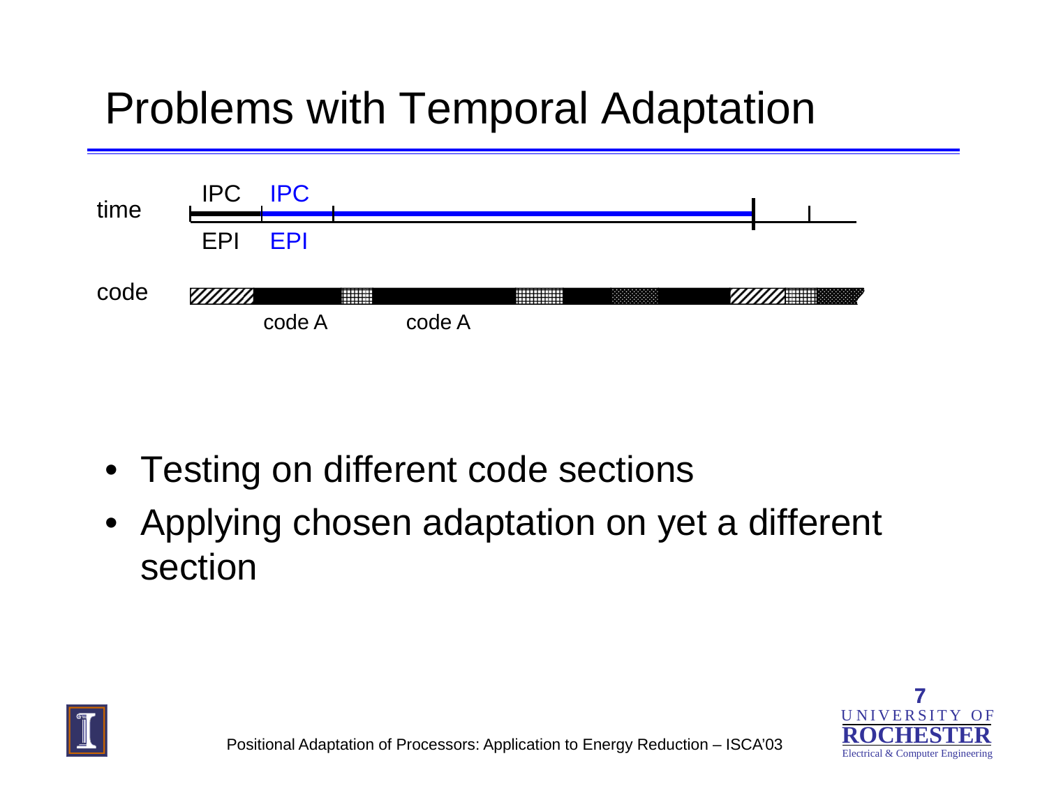# Problems with Temporal Adaptation

time

IPC IPC

EPI EPI

code

code A code A

- Testing on different code sections
- Applying chosen adaptation on yet a different section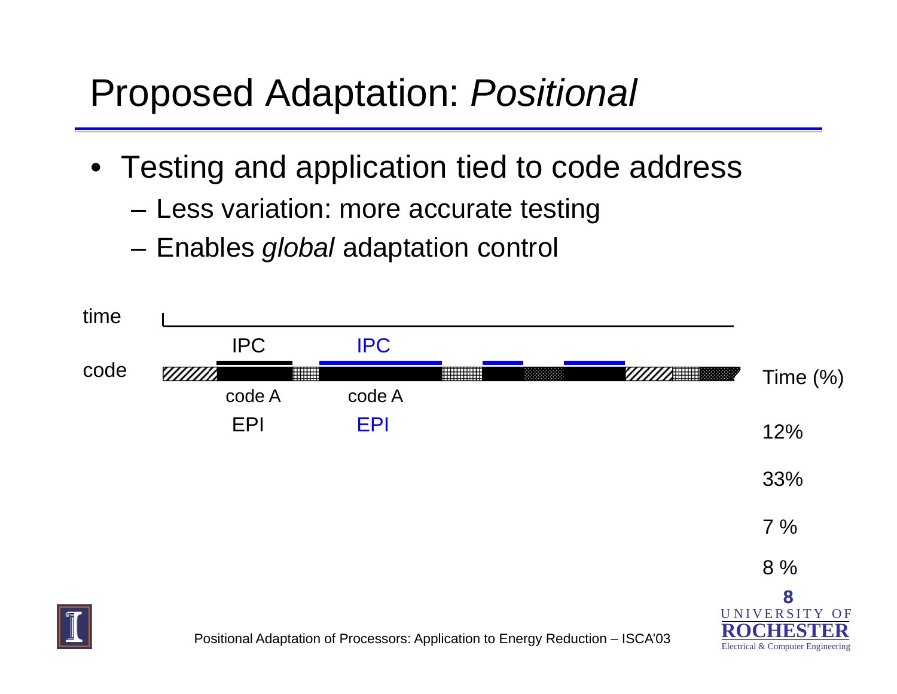# Proposed Adaptation: *Positional*

- Testing and application tied to code address
  - Less variation: more accurate testing
  - Enables *global* adaptation control

time

code

IPC IPC

code A code A

EPI EPI

Time (%)

12%

33%

7 %

8 %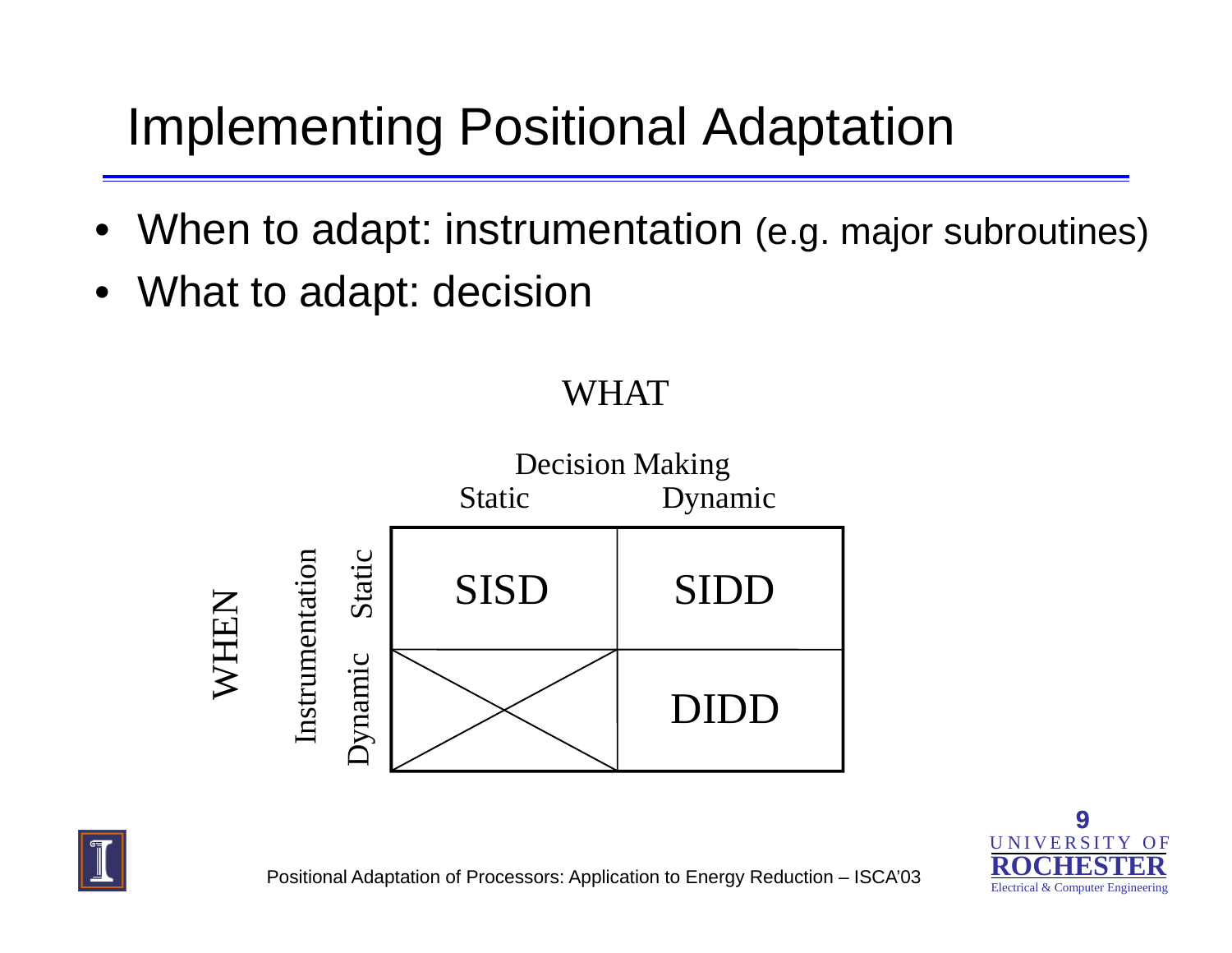# Implementing Positional Adaptation

- When to adapt: instrumentation (e.g. major subroutines)
- What to adapt: decision

WHAT

| WHEN: Instrumentation | Decision Making: Static | Decision Making: Dynamic |
| --- | --- | --- |
| Static | SISD | SIDD |
| Dynamic | X | DIDD |

Positional Adaptation of Processors: Application to Energy Reduction – ISCA'03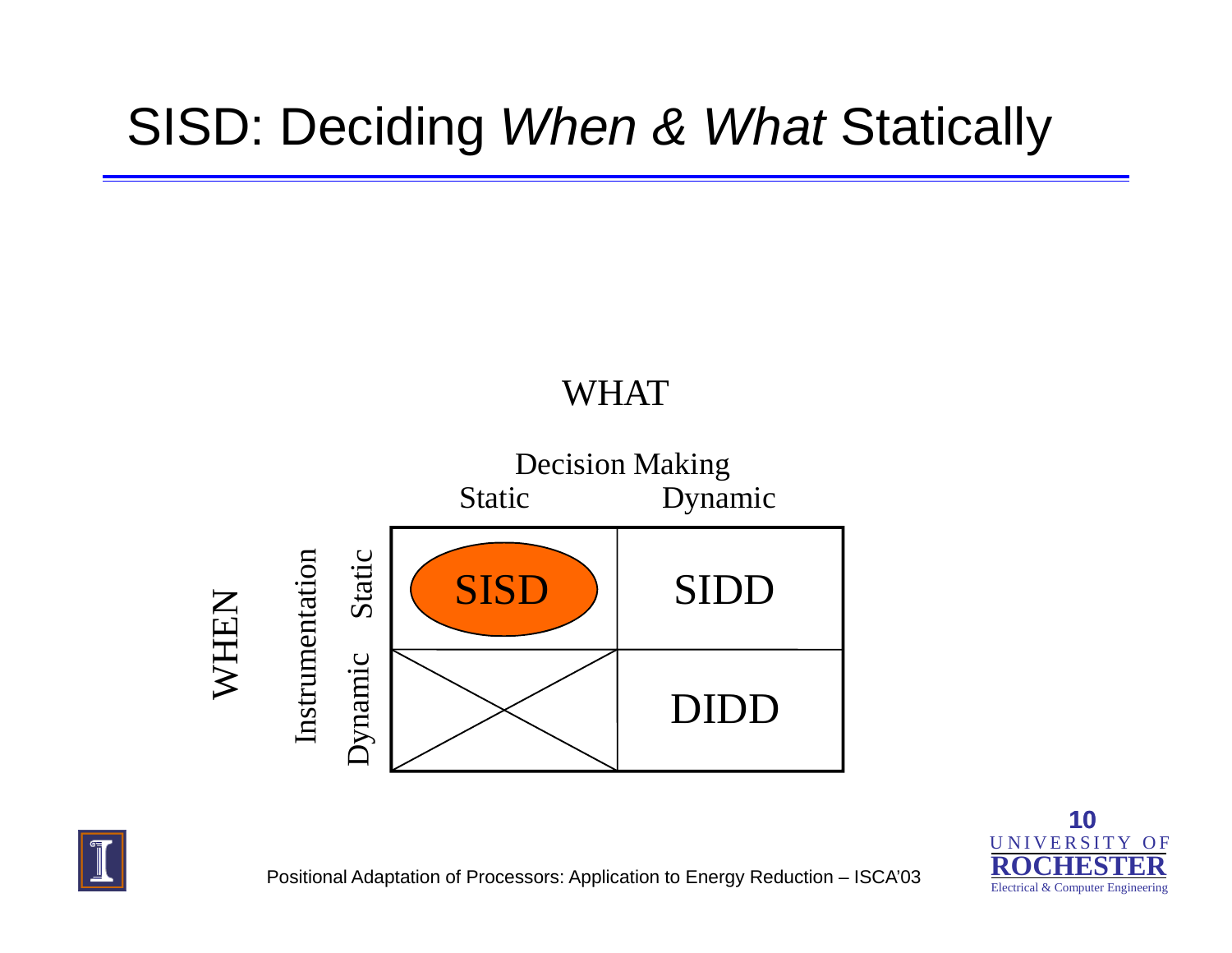# SISD: Deciding *When* & *What* Statically

WHAT

| WHEN: Instrumentation \ Decision Making | Static | Dynamic |
| --- | --- | --- |
| Static | SISD | SIDD |
| Dynamic | X | DIDD |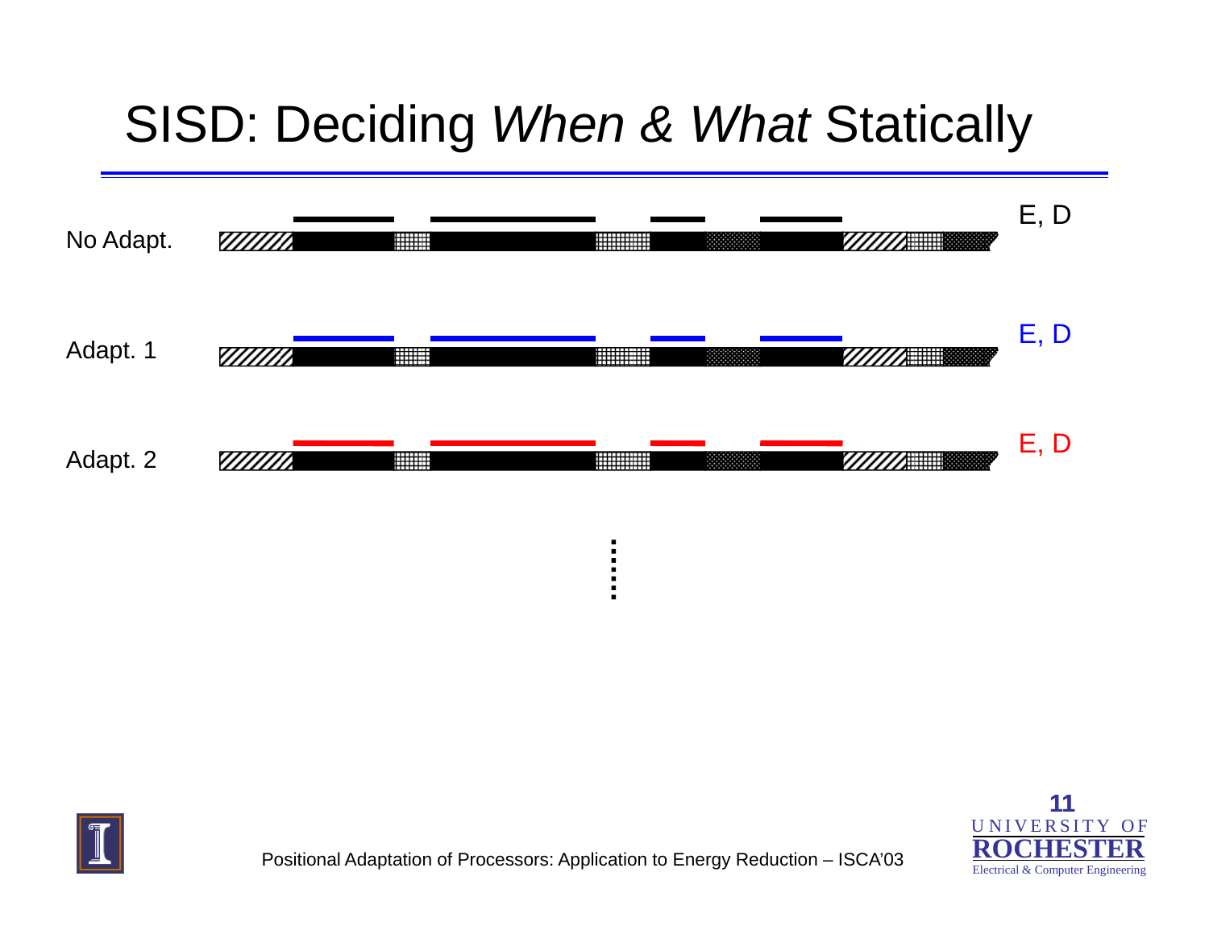# SISD: Deciding *When* & *What* Statically

No Adapt. — E, D

Adapt. 1 — E, D

Adapt. 2 — E, D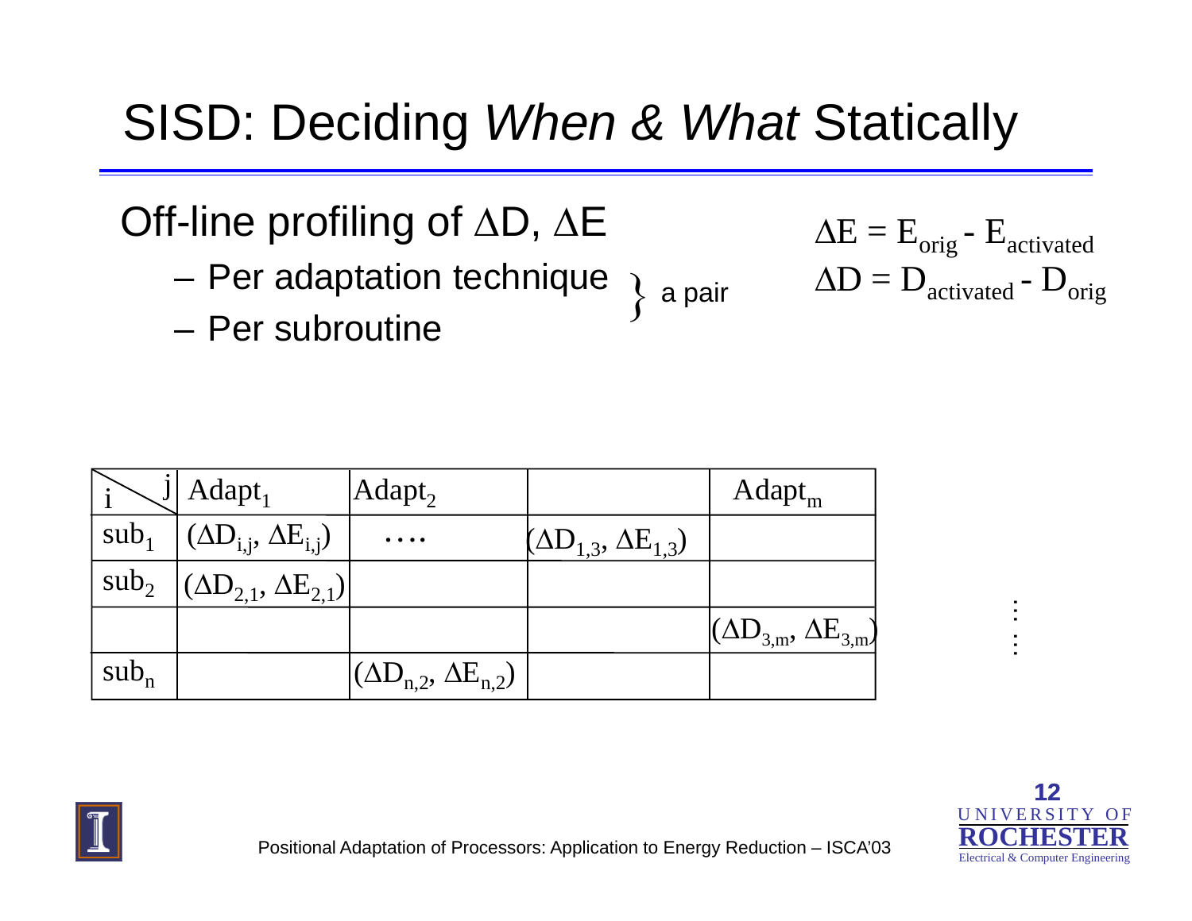# SISD: Deciding *When & What* Statically

Off-line profiling of $\Delta D$, $\Delta E$

- Per adaptation technique } a pair
- Per subroutine

$$\Delta E = E_{orig} - E_{activated}$$
$$\Delta D = D_{activated} - D_{orig}$$

| i \ j | $Adapt_1$ | $Adapt_2$ | | $Adapt_m$ |
|---|---|---|---|---|
| $sub_1$ | $(\Delta D_{i,j}, \Delta E_{i,j})$ | .... | $(\Delta D_{1,3}, \Delta E_{1,3})$ | |
| $sub_2$ | $(\Delta D_{2,1}, \Delta E_{2,1})$ | | | |
| | | | | $(\Delta D_{3,m}, \Delta E_{3,m})$ |
| $sub_n$ | | $(\Delta D_{n,2}, \Delta E_{n,2})$ | | |

Positional Adaptation of Processors: Application to Energy Reduction – ISCA'03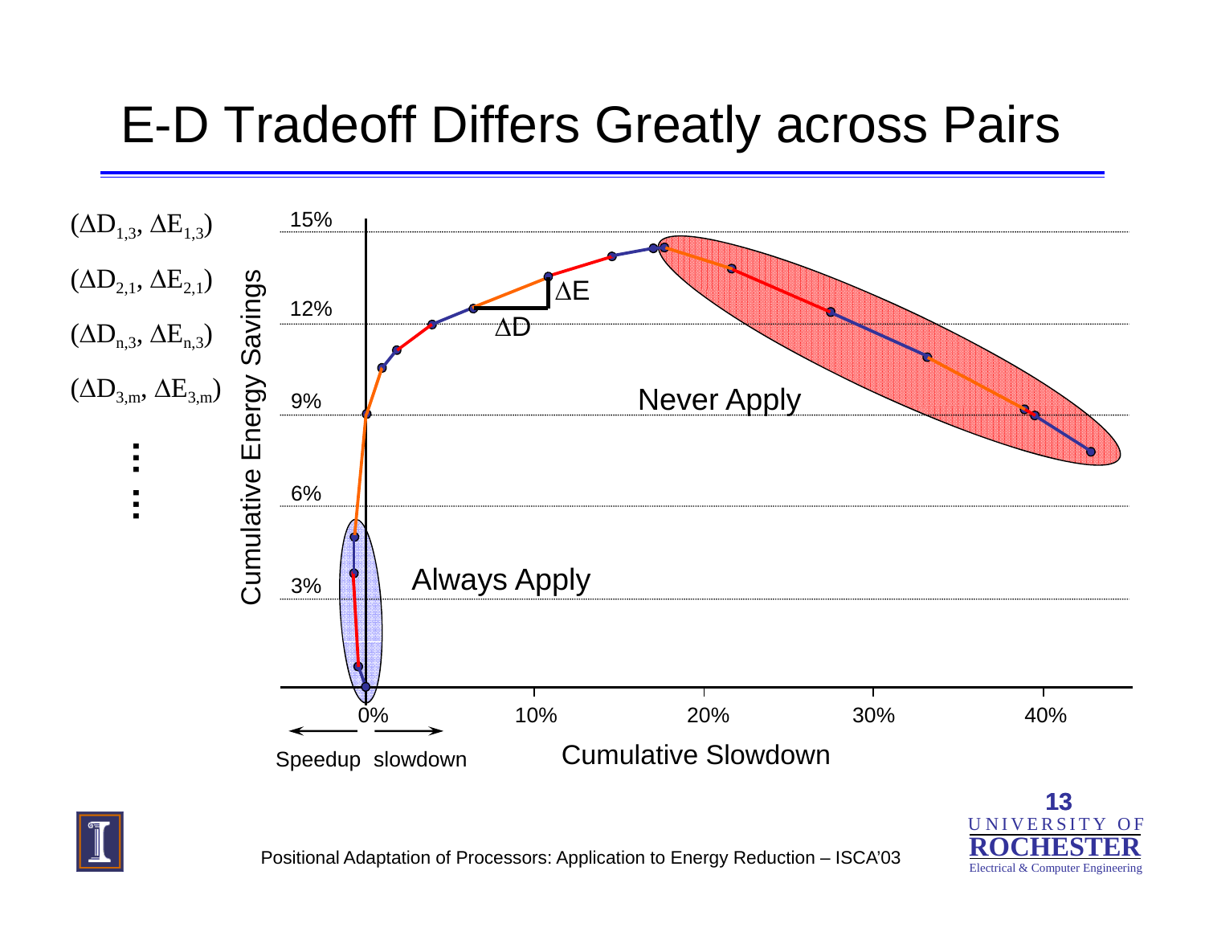# E-D Tradeoff Differs Greatly across Pairs

$(\Delta D_{1,3}, \Delta E_{1,3})$

$(\Delta D_{2,1}, \Delta E_{2,1})$

$(\Delta D_{n,3}, \Delta E_{n,3})$

$(\Delta D_{3,m}, \Delta E_{3,m})$

⋮

⋮

Cumulative Energy Savings

15%

12%

9%

6%

3%

$\Delta E$

$\Delta D$

Never Apply

Always Apply

0%

10%

20%

30%

40%

Speedup slowdown

Cumulative Slowdown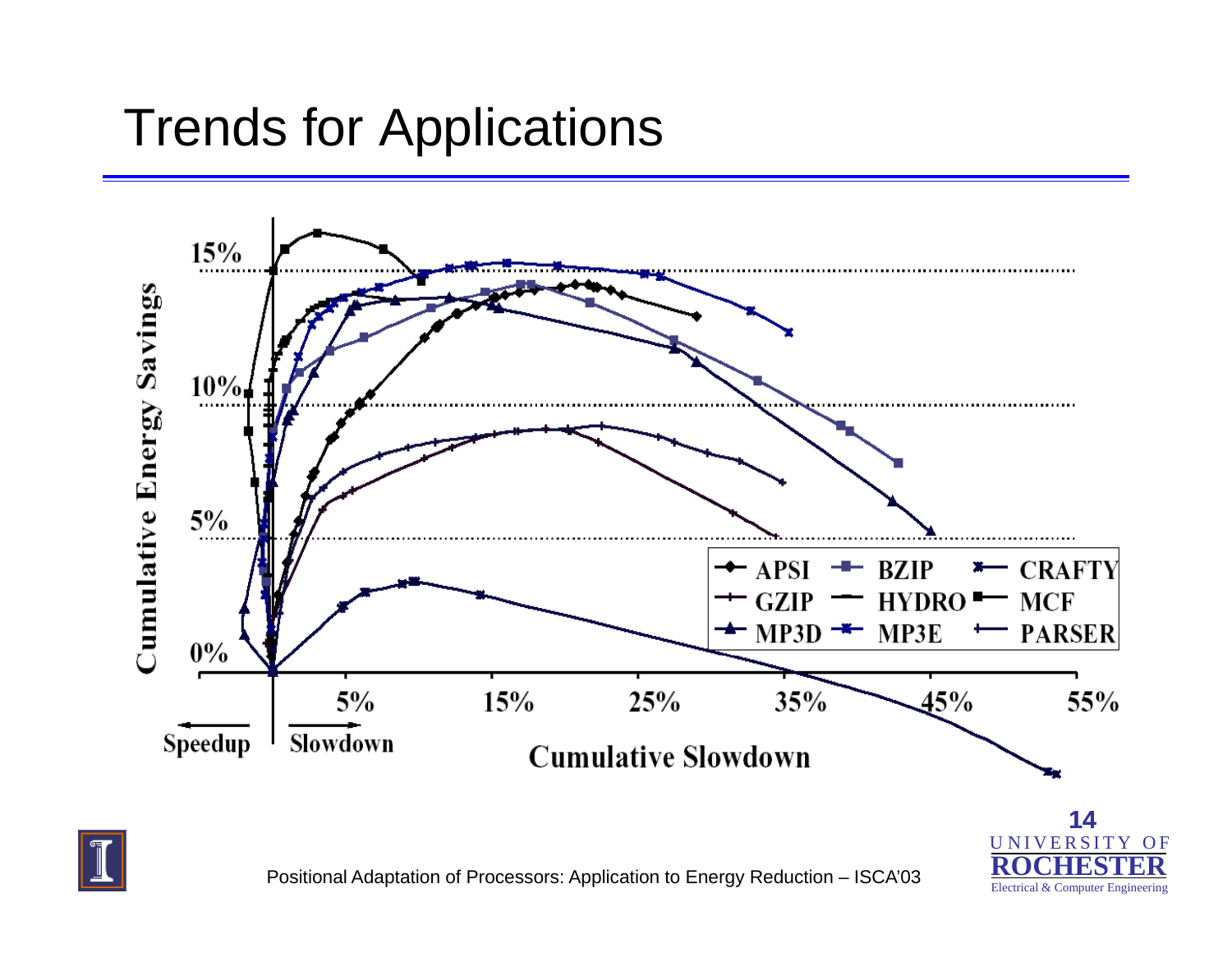# Trends for Applications

Cumulative Energy Savings

15%

10%

5%

0%

5% 15% 25% 35% 45% 55%

Speedup | Slowdown

Cumulative Slowdown

APSI, BZIP, CRAFTY, GZIP, HYDRO, MCF, MP3D, MP3E, PARSER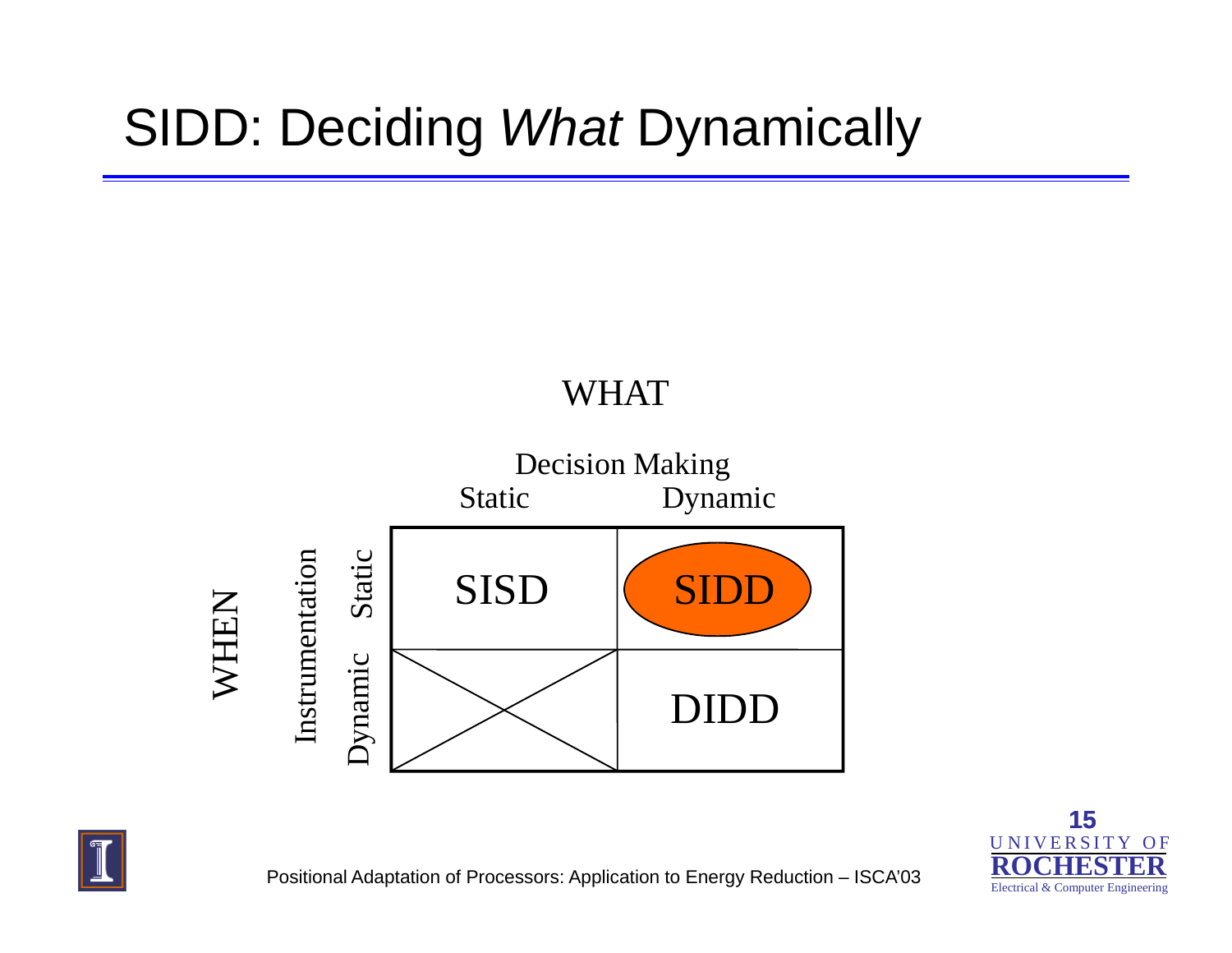# SIDD: Deciding *What* Dynamically

WHAT

| WHEN: Instrumentation | Decision Making: Static | Decision Making: Dynamic |
| --- | --- | --- |
| Static | SISD | SIDD |
| Dynamic | X | DIDD |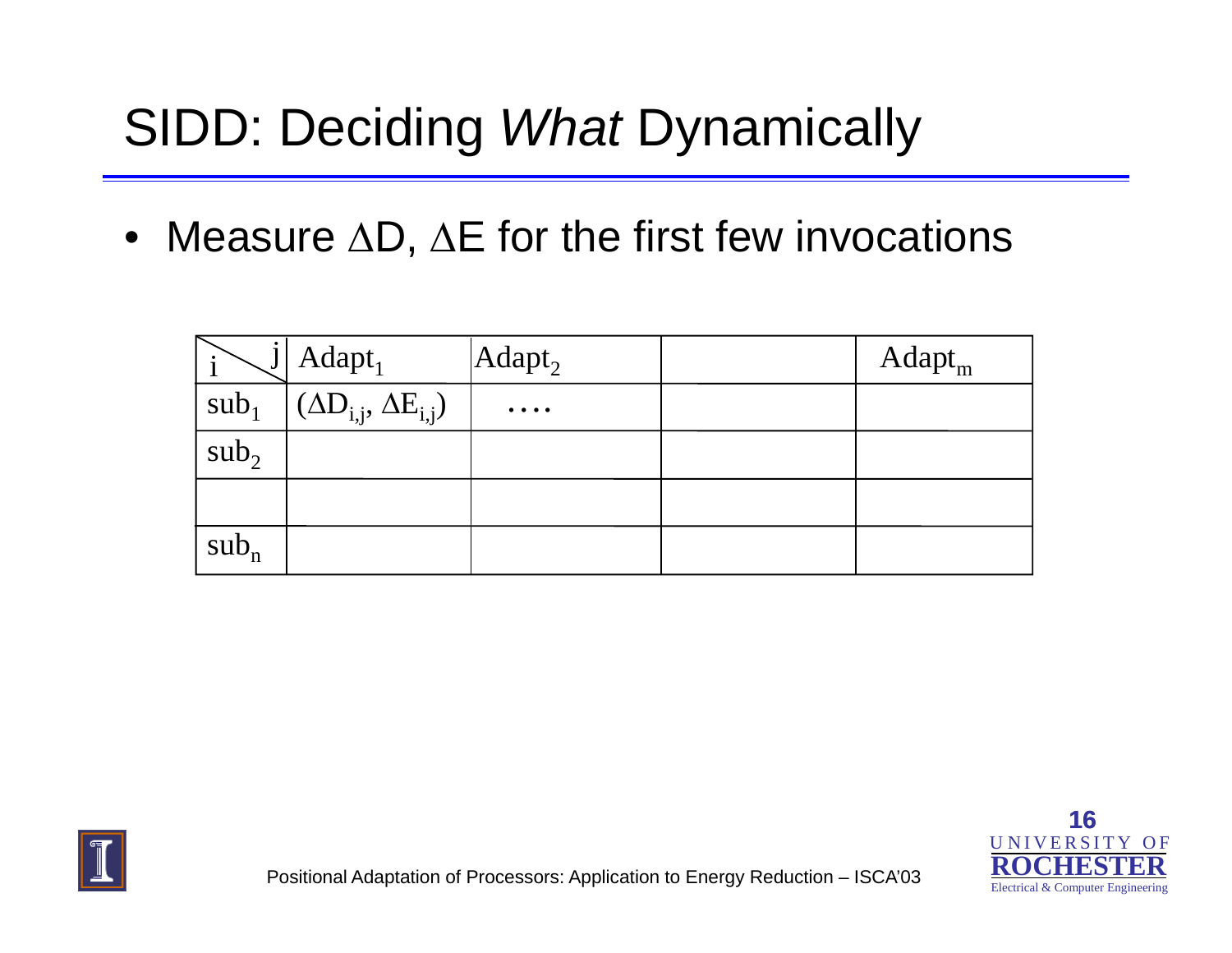# SIDD: Deciding *What* Dynamically

- Measure $\Delta D$, $\Delta E$ for the first few invocations

| i \ j | $Adapt_1$ | $Adapt_2$ | | $Adapt_m$ |
|---|---|---|---|---|
| $sub_1$ | $(\Delta D_{i,j}, \Delta E_{i,j})$ | …. | | |
| $sub_2$ | | | | |
| | | | | |
| $sub_n$ | | | | |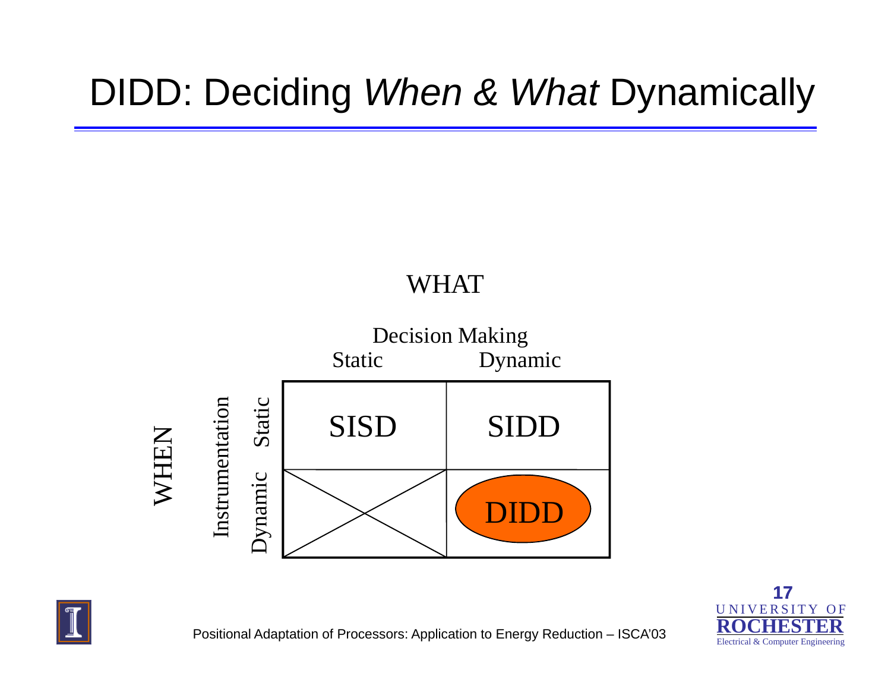# DIDD: Deciding *When & What* Dynamically

WHAT

| WHEN: Instrumentation | Decision Making: Static | Decision Making: Dynamic |
|---|---|---|
| Static | SISD | SIDD |
| Dynamic | X | DIDD |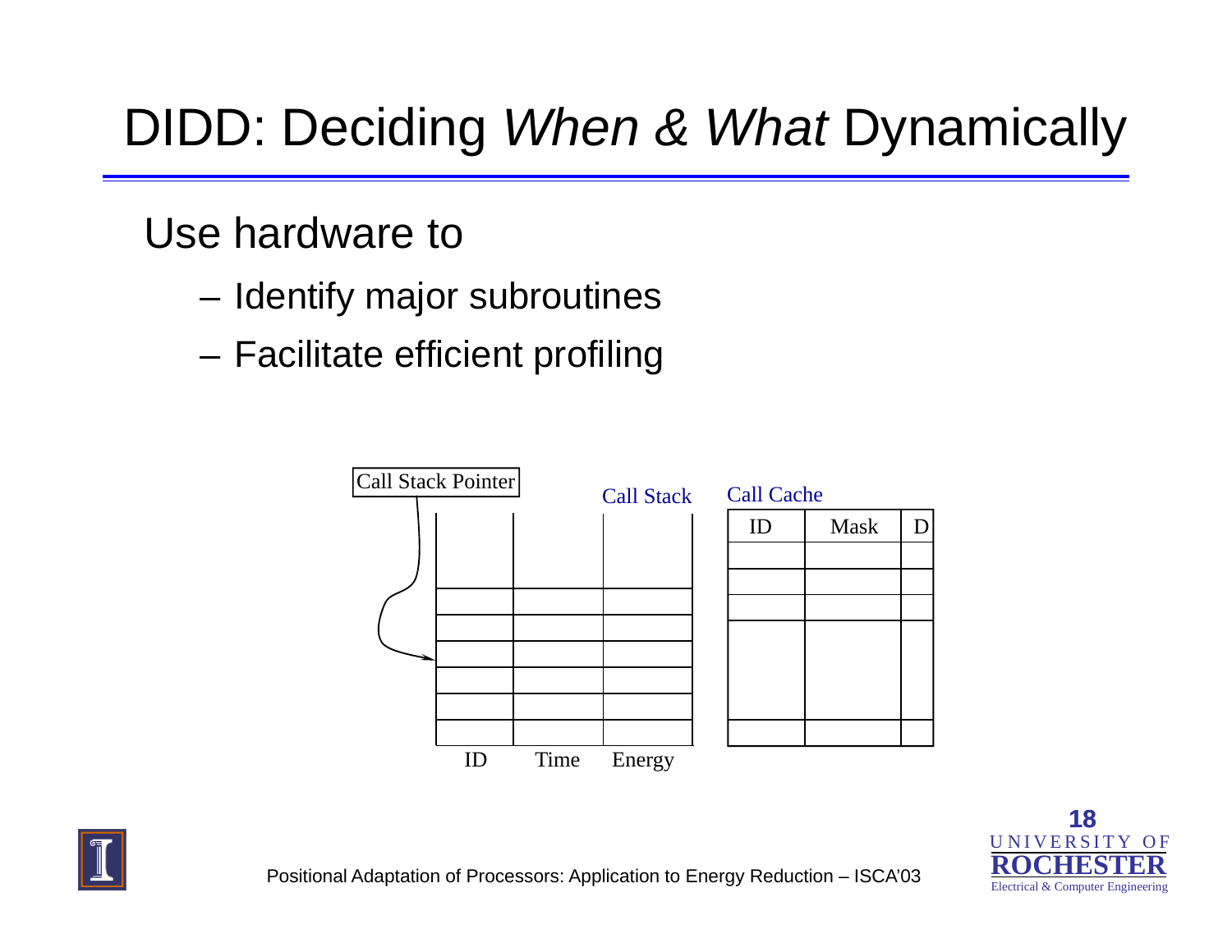# DIDD: Deciding *When* & *What* Dynamically

Use hardware to

- Identify major subroutines
- Facilitate efficient profiling

Call Stack Pointer

Call Stack

| ID | Time | Energy |
|---|---|---|

Call Cache

| ID | Mask | D |
|---|---|---|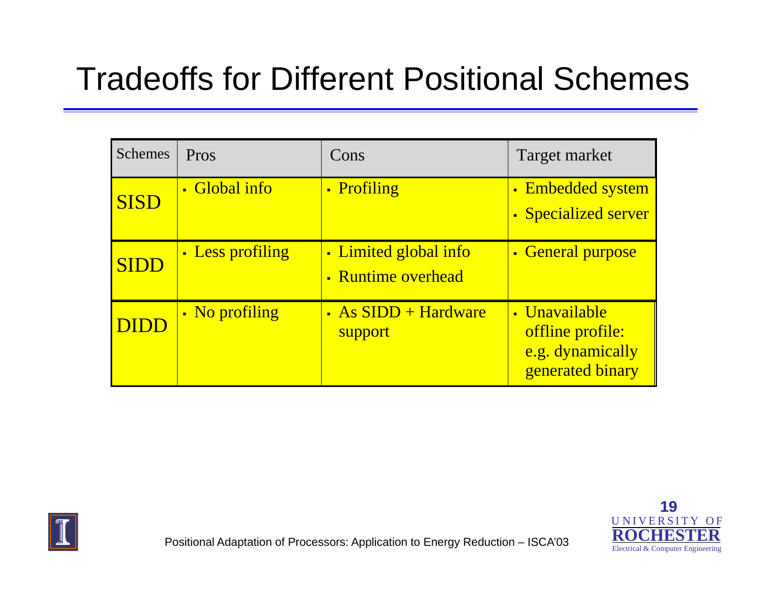# Tradeoffs for Different Positional Schemes

| Schemes | Pros | Cons | Target market |
|---|---|---|---|
| SISD | ▪ Global info | ▪ Profiling | ▪ Embedded system<br>▪ Specialized server |
| SIDD | ▪ Less profiling | ▪ Limited global info<br>▪ Runtime overhead | ▪ General purpose |
| DIDD | ▪ No profiling | ▪ As SIDD + Hardware support | ▪ Unavailable offline profile: e.g. dynamically generated binary |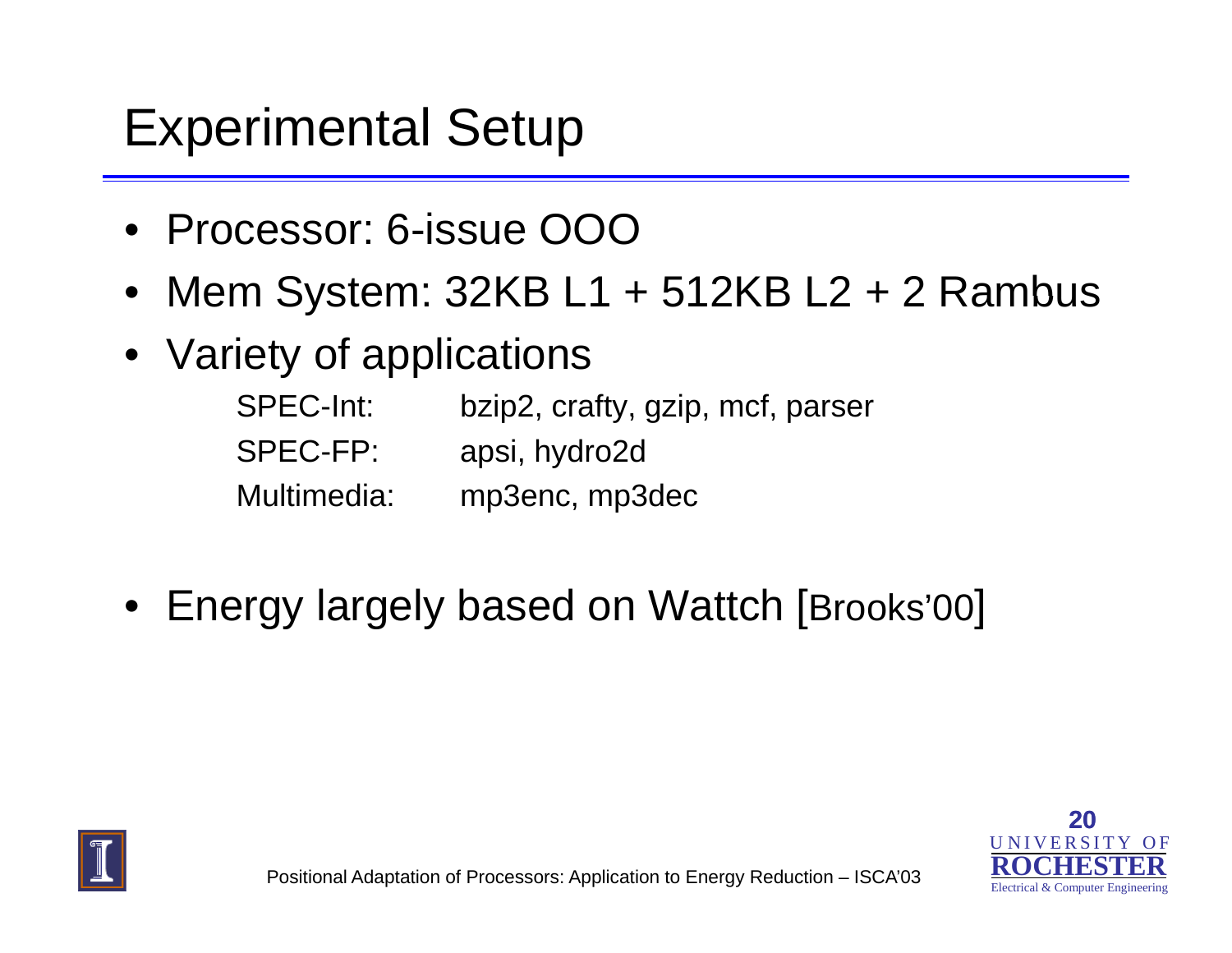# Experimental Setup

- Processor: 6-issue OOO
- Mem System: 32KB L1 + 512KB L2 + 2 Rambus
- Variety of applications

| | |
|---|---|
| SPEC-Int: | bzip2, crafty, gzip, mcf, parser |
| SPEC-FP: | apsi, hydro2d |
| Multimedia: | mp3enc, mp3dec |

- Energy largely based on Wattch [Brooks'00]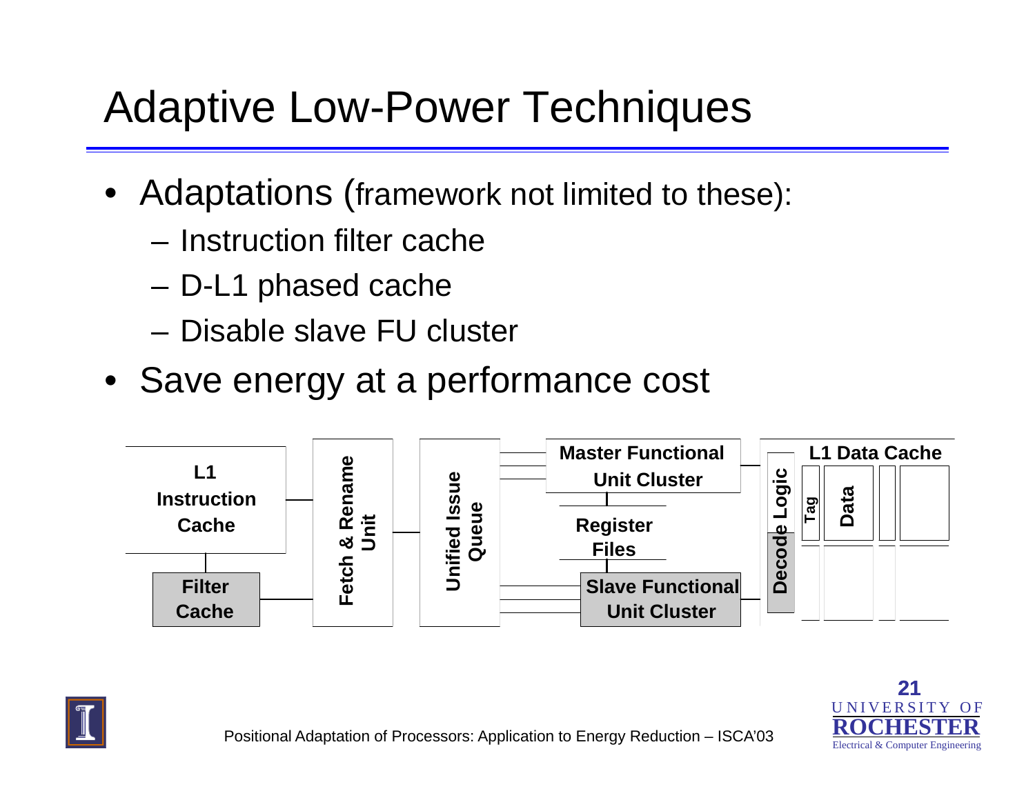# Adaptive Low-Power Techniques

- Adaptations (framework not limited to these):
  - Instruction filter cache
  - D-L1 phased cache
  - Disable slave FU cluster
- Save energy at a performance cost

L1 Instruction Cache | Filter Cache | Fetch & Rename Unit | Unified Issue Queue | Master Functional Unit Cluster | Register Files | Slave Functional Unit Cluster | Decode Logic | L1 Data Cache | Tag | Data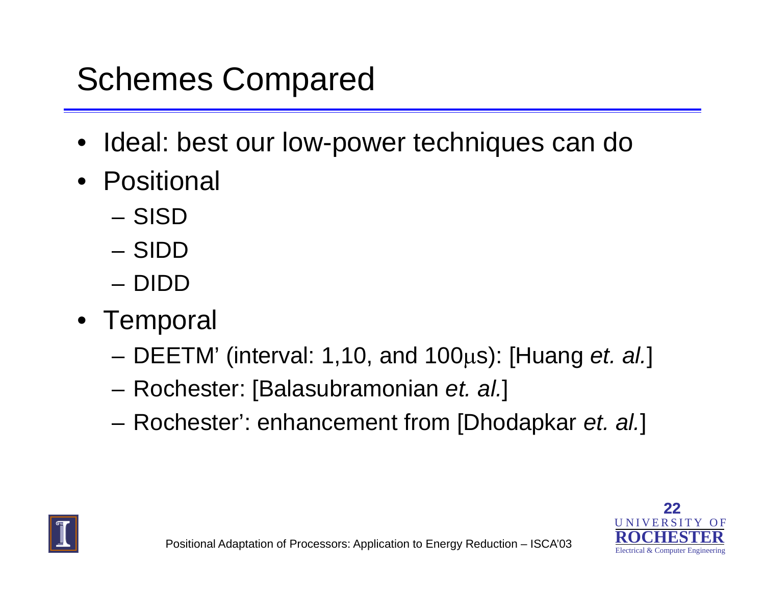# Schemes Compared

- Ideal: best our low-power techniques can do
- Positional
  - SISD
  - SIDD
  - DIDD
- Temporal
  - DEETM' (interval: 1,10, and 100μs): [Huang *et. al.*]
  - Rochester: [Balasubramonian *et. al.*]
  - Rochester': enhancement from [Dhodapkar *et. al.*]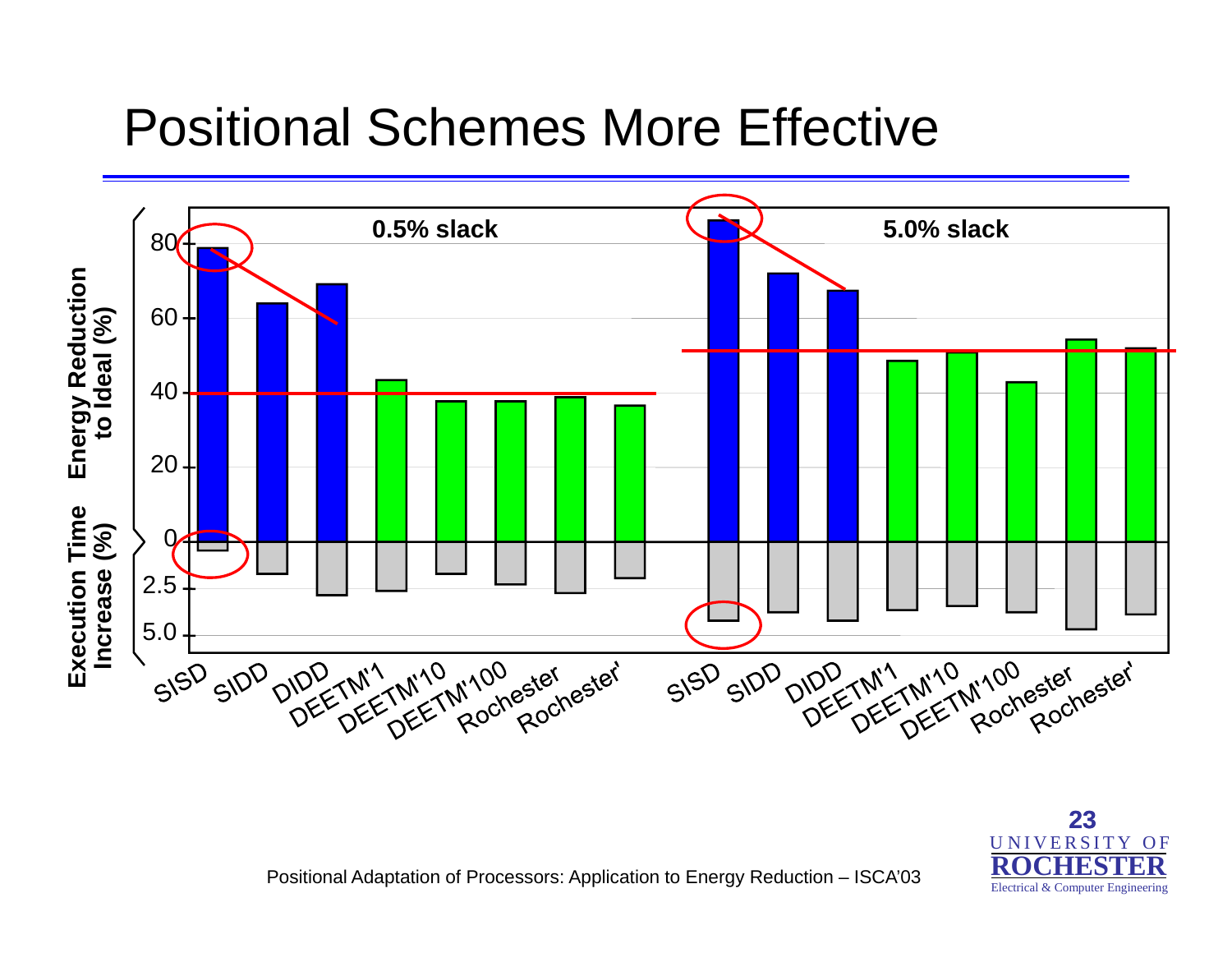# Positional Schemes More Effective

Energy Reduction to Ideal (%) / Execution Time Increase (%)

0.5% slack | 5.0% slack

SISD, SIDD, DIDD, DEETM'1, DEETM'10, DEETM'100, Rochester, Rochester'

Positional Adaptation of Processors: Application to Energy Reduction – ISCA'03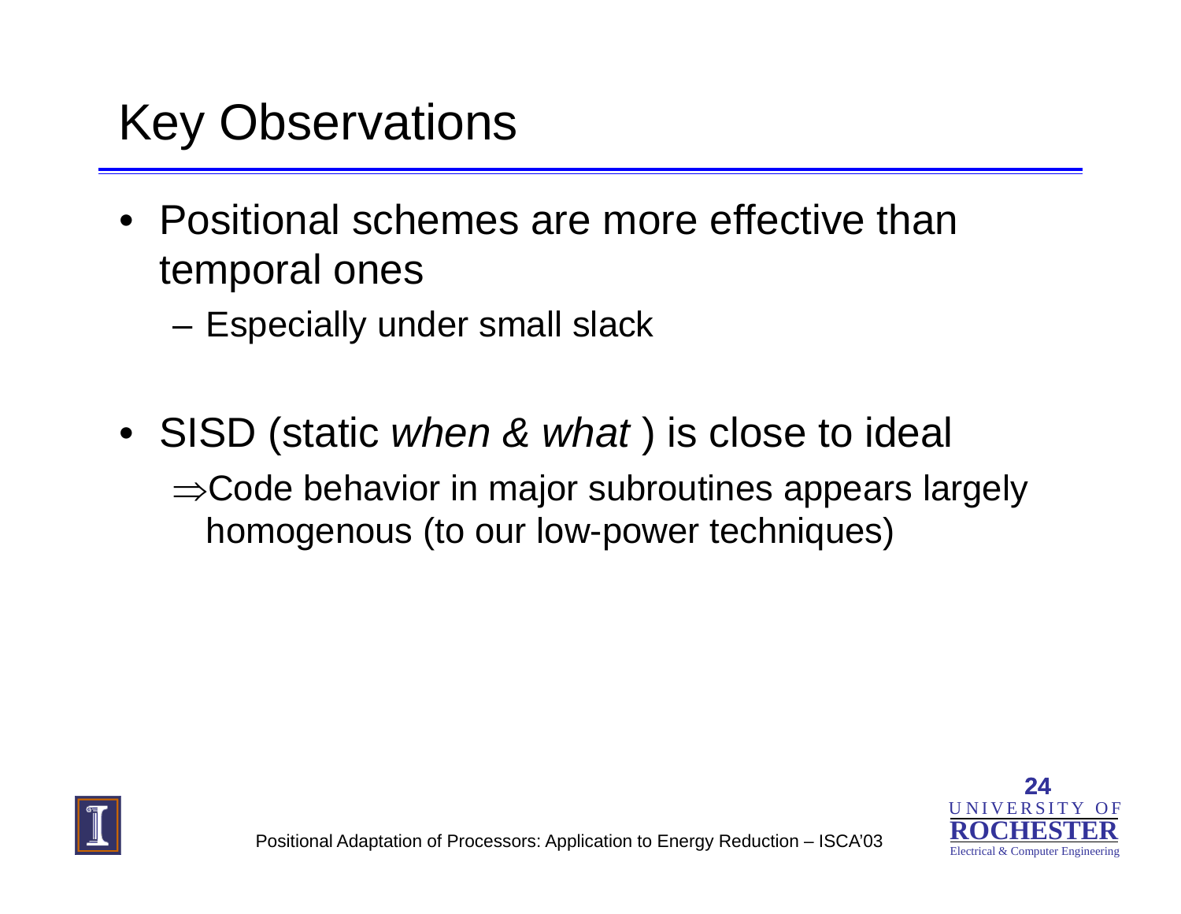# Key Observations

- Positional schemes are more effective than temporal ones
  - Especially under small slack
- SISD (static *when & what* ) is close to ideal
  
  ⇒Code behavior in major subroutines appears largely homogenous (to our low-power techniques)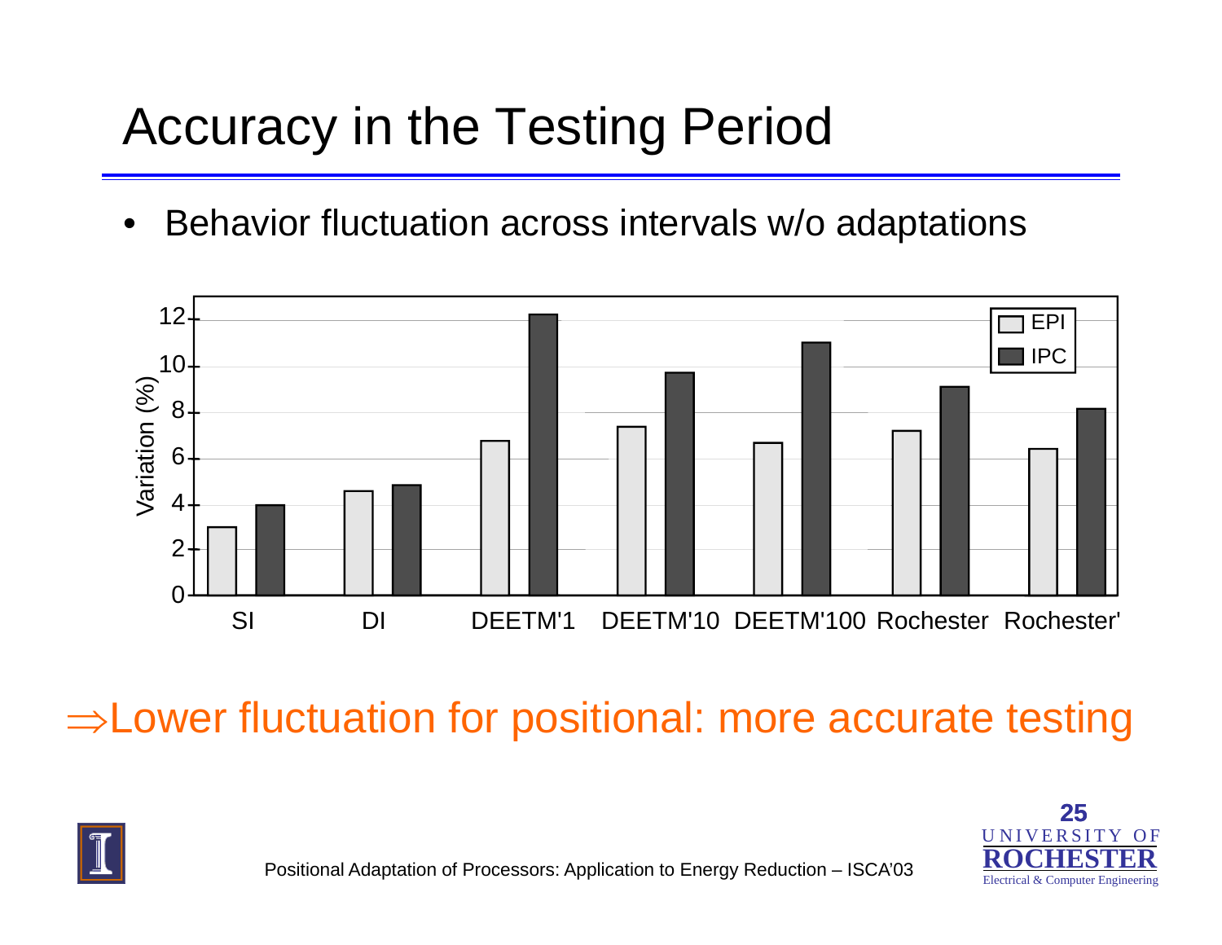# Accuracy in the Testing Period

- Behavior fluctuation across intervals w/o adaptations

| | EPI | IPC |
|---|---|---|
| SI | 3.0 | 4.0 |
| DI | 4.6 | 4.8 |
| DEETM'1 | 6.8 | 12.2 |
| DEETM'10 | 7.4 | 9.7 |
| DEETM'100 | 6.7 | 11.0 |
| Rochester | 7.2 | 9.1 |
| Rochester' | 6.4 | 8.2 |

Variation (%)

⇒Lower fluctuation for positional: more accurate testing

Positional Adaptation of Processors: Application to Energy Reduction – ISCA'03

UNIVERSITY OF ROCHESTER
Electrical & Computer Engineering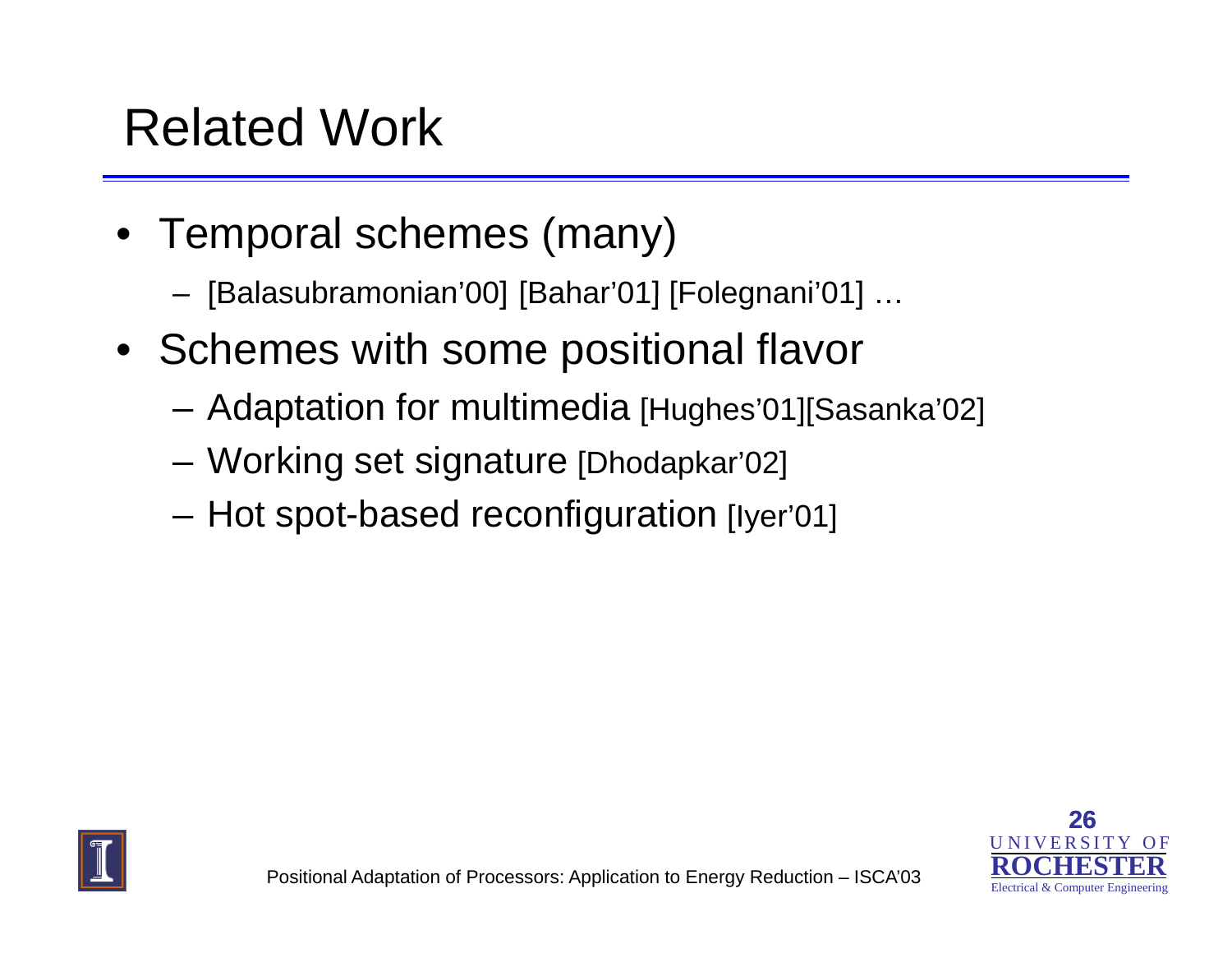# Related Work

- Temporal schemes (many)
  - [Balasubramonian'00] [Bahar'01] [Folegnani'01] …
- Schemes with some positional flavor
  - Adaptation for multimedia [Hughes'01][Sasanka'02]
  - Working set signature [Dhodapkar'02]
  - Hot spot-based reconfiguration [Iyer'01]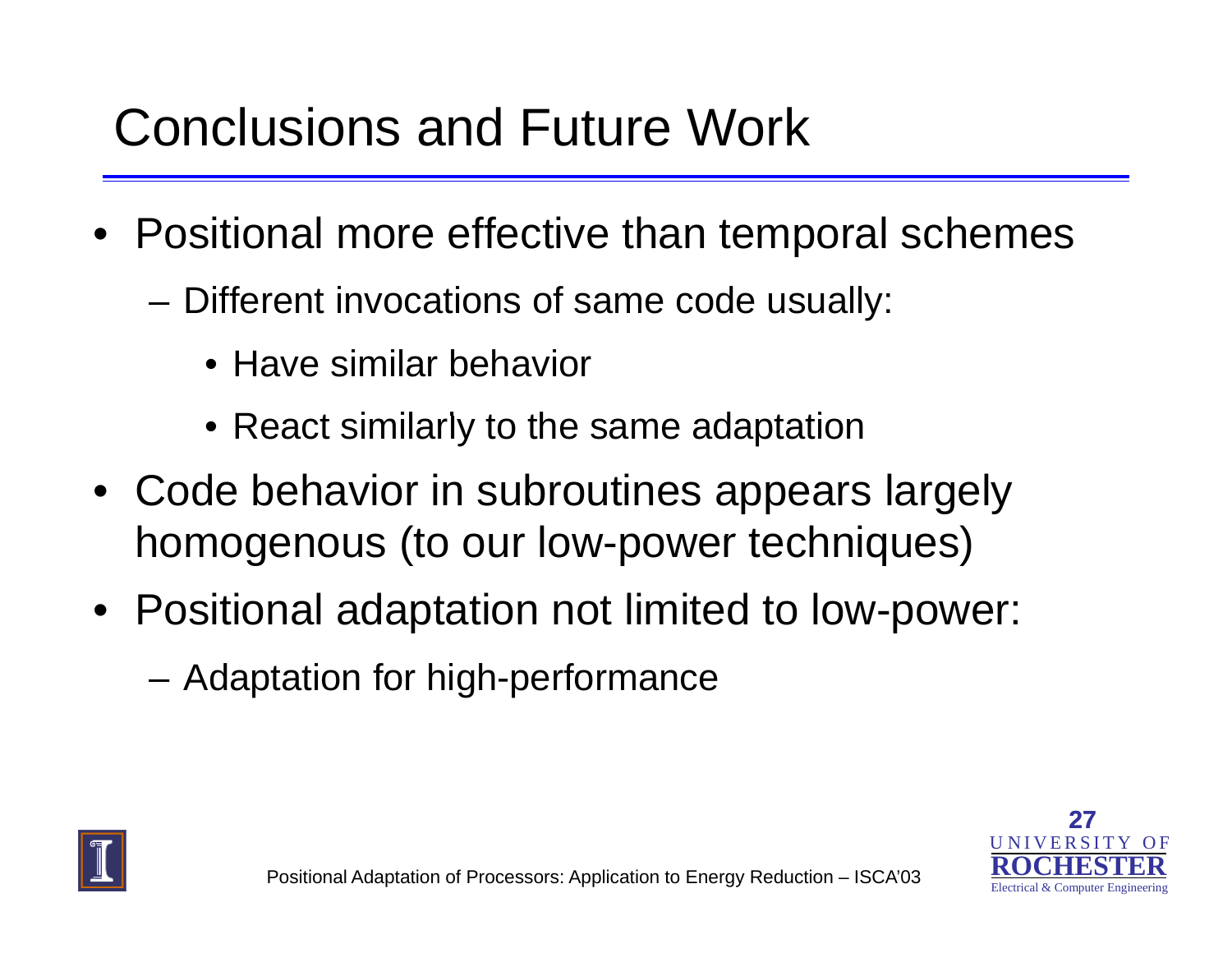# Conclusions and Future Work

- Positional more effective than temporal schemes
  - Different invocations of same code usually:
    - Have similar behavior
    - React similarly to the same adaptation
- Code behavior in subroutines appears largely homogenous (to our low-power techniques)
- Positional adaptation not limited to low-power:
  - Adaptation for high-performance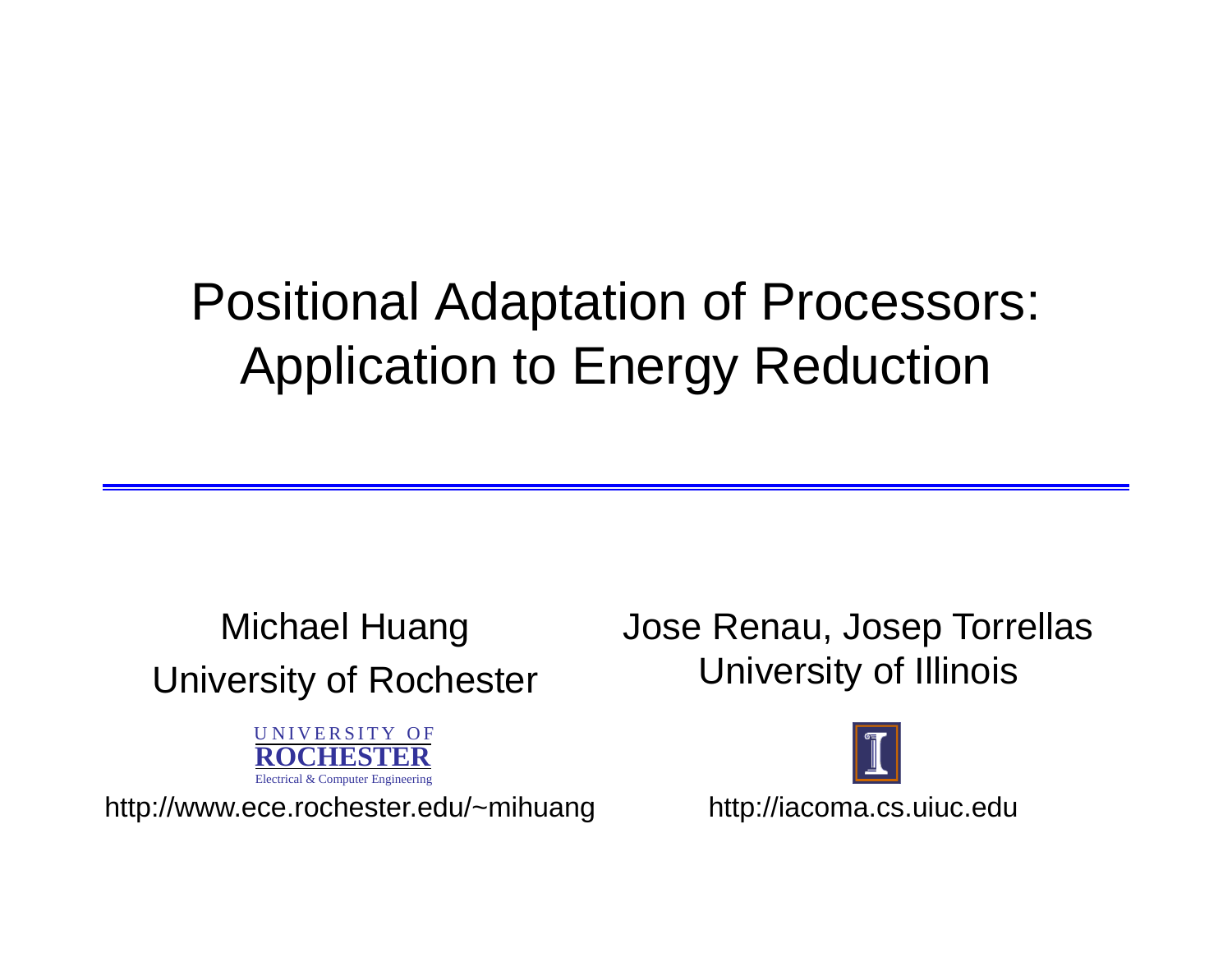# Positional Adaptation of Processors: Application to Energy Reduction

Michael Huang
University of Rochester

UNIVERSITY OF
ROCHESTER
Electrical & Computer Engineering

http://www.ece.rochester.edu/~mihuang

Jose Renau, Josep Torrellas
University of Illinois

http://iacoma.cs.uiuc.edu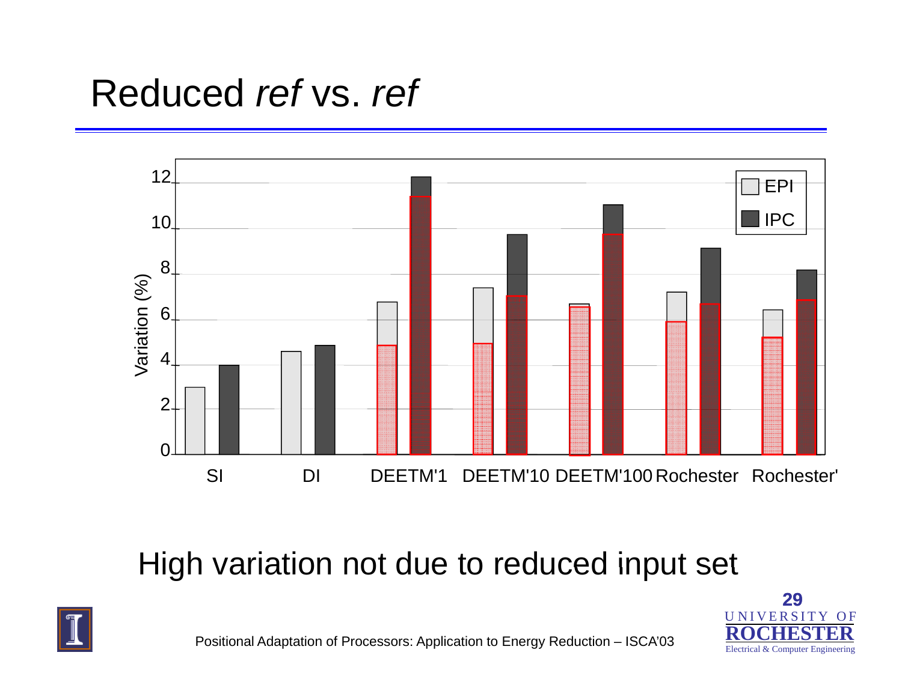# Reduced *ref* vs. *ref*

High variation not due to reduced input set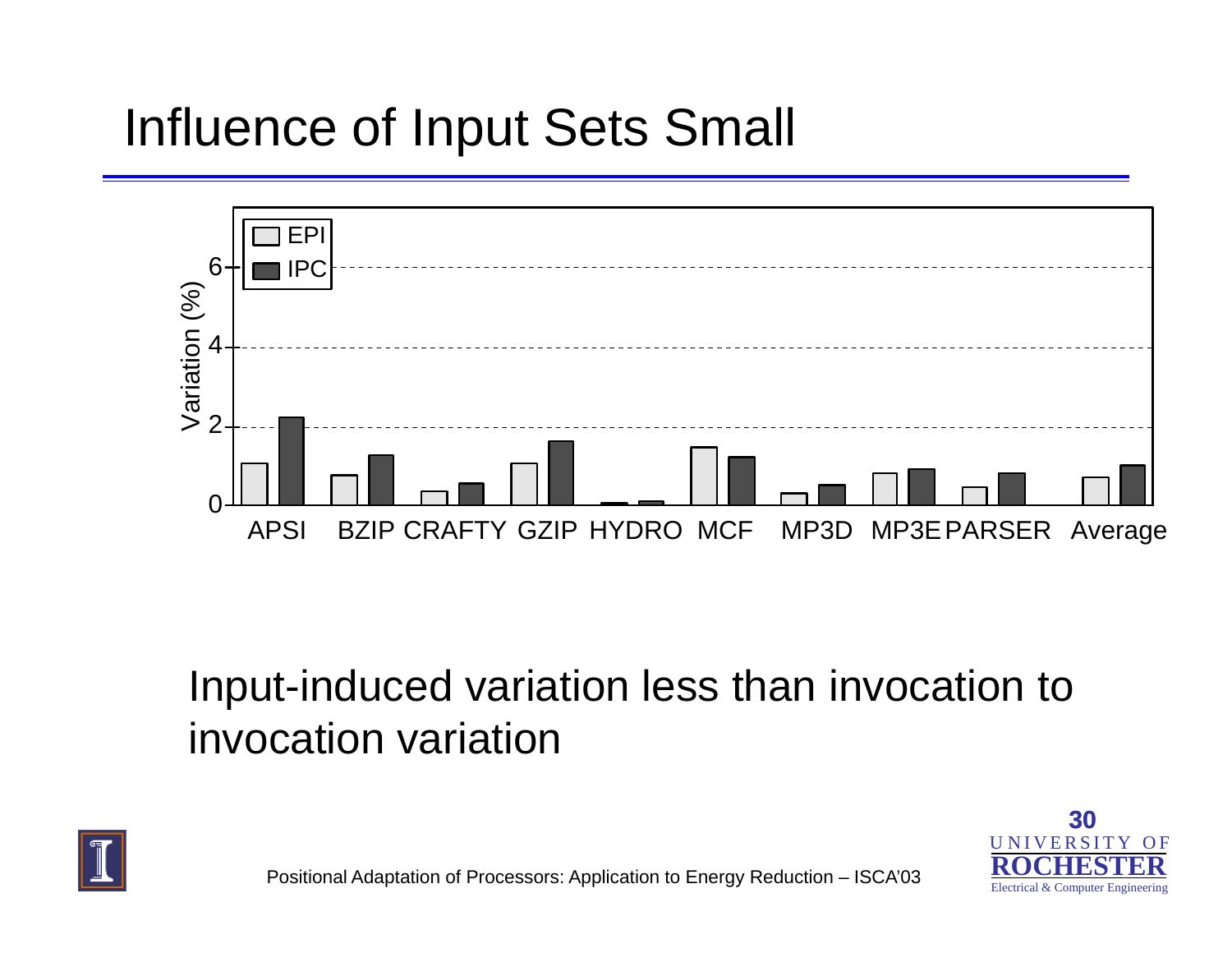# Influence of Input Sets Small

Input-induced variation less than invocation to invocation variation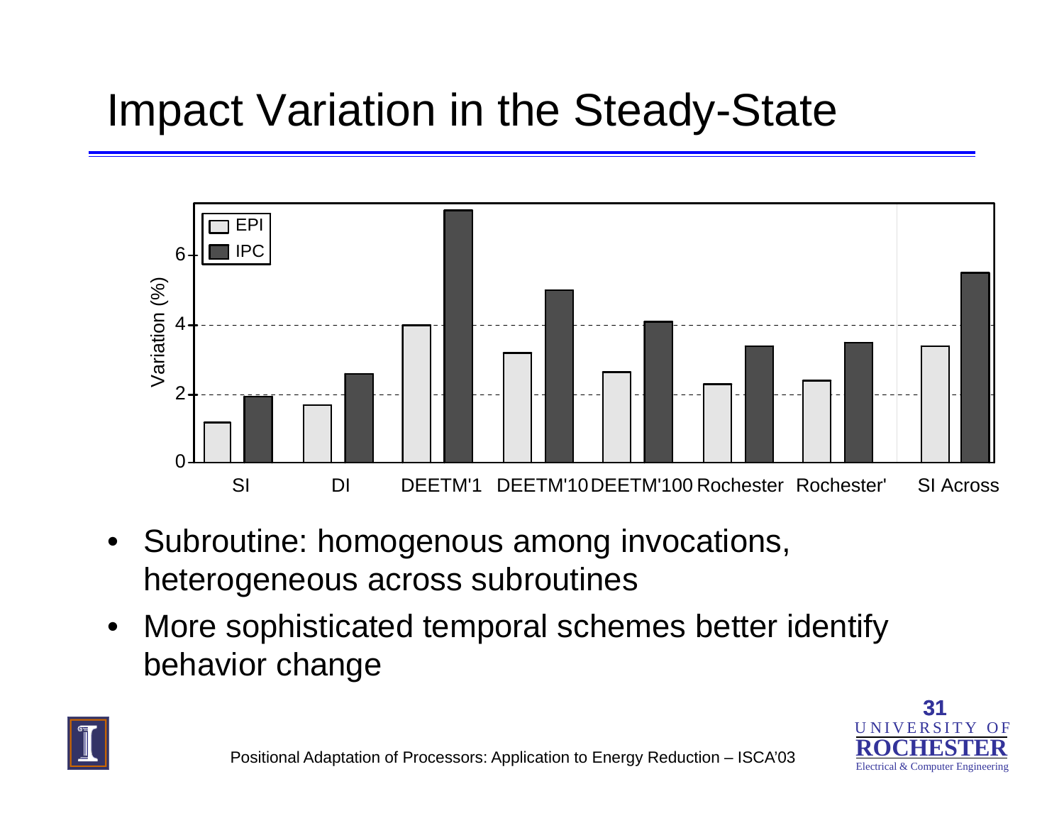# Impact Variation in the Steady-State

- Subroutine: homogenous among invocations, heterogeneous across subroutines
- More sophisticated temporal schemes better identify behavior change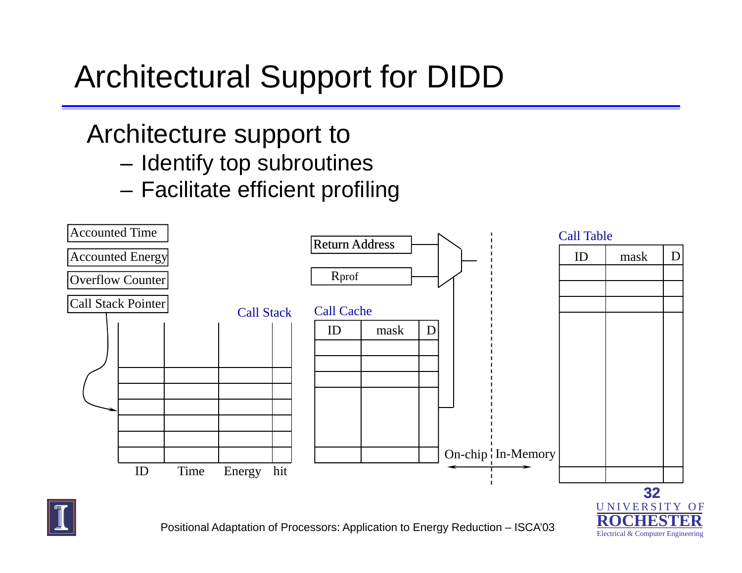# Architectural Support for DIDD

Architecture support to

- Identify top subroutines
- Facilitate efficient profiling

Accounted Time

Accounted Energy

Overflow Counter

Call Stack Pointer

Call Stack

| ID | Time | Energy | hit |
|---|---|---|---|

Return Address

Rprof

Call Cache

| ID | mask | D |
|---|---|---|

On-chip | In-Memory

Call Table

| ID | mask | D |
|---|---|---|

Positional Adaptation of Processors: Application to Energy Reduction – ISCA'03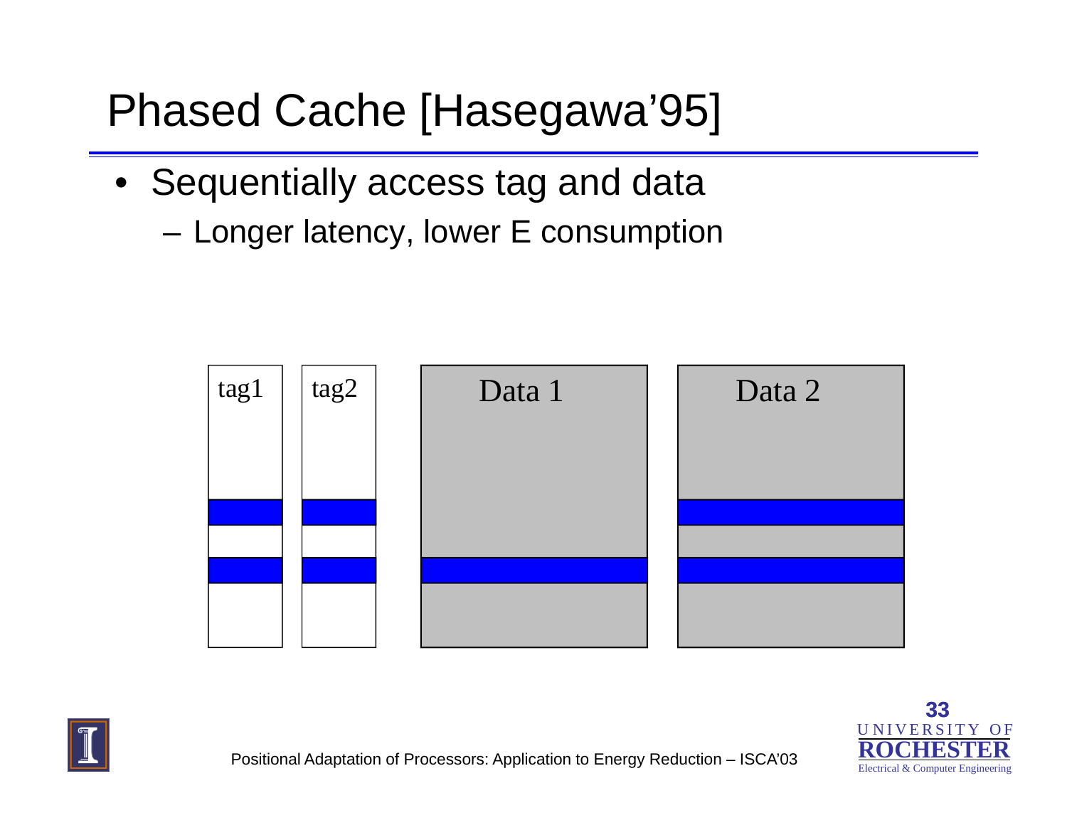# Phased Cache [Hasegawa'95]

- Sequentially access tag and data
  - Longer latency, lower E consumption

tag1

tag2

Data 1

Data 2